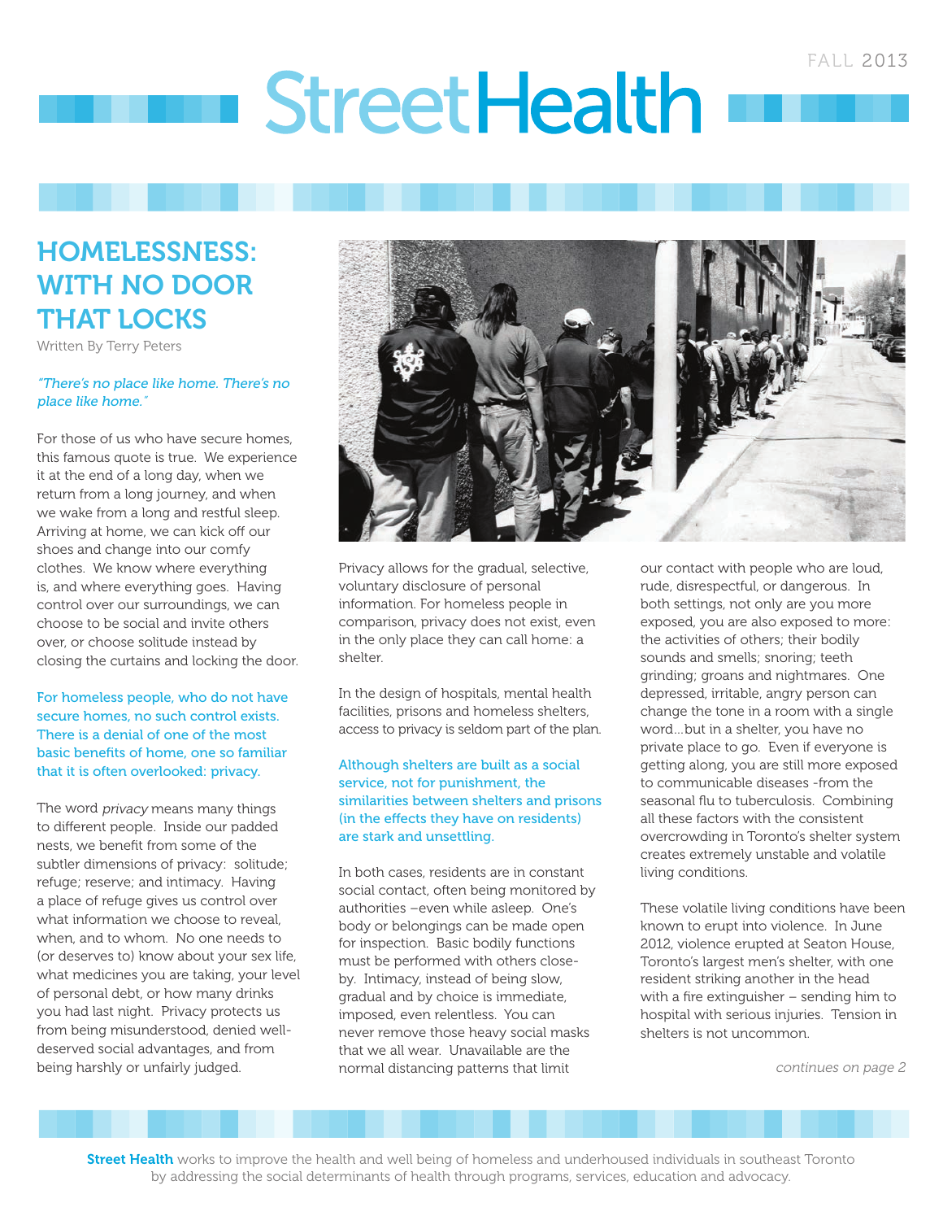# StreetHealth

FALL 2013

## HOMELESSNESS: WITH NO DOOR THAT LOCKS

Written By Terry Peters

*"There's no place like home. There's no place like home."*

For those of us who have secure homes, this famous quote is true. We experience it at the end of a long day, when we return from a long journey, and when we wake from a long and restful sleep. Arriving at home, we can kick off our shoes and change into our comfy clothes. We know where everything is, and where everything goes. Having control over our surroundings, we can choose to be social and invite others over, or choose solitude instead by closing the curtains and locking the door.

For homeless people, who do not have secure homes, no such control exists. There is a denial of one of the most basic benefits of home, one so familiar that it is often overlooked: privacy.

The word *privacy* means many things to different people. Inside our padded nests, we benefit from some of the subtler dimensions of privacy: solitude; refuge; reserve; and intimacy. Having a place of refuge gives us control over what information we choose to reveal, when, and to whom. No one needs to (or deserves to) know about your sex life, what medicines you are taking, your level of personal debt, or how many drinks you had last night. Privacy protects us from being misunderstood, denied well-deserved social advantages, and from being harshly or unfairly judged.

Privacy allows for the gradual, selective, voluntary disclosure of personal information. For homeless people in comparison, privacy does not exist, even in the only place they can call home: a shelter.

In the design of hospitals, mental health facilities, prisons and homeless shelters, access to privacy is seldom part of the plan.

Although shelters are built as a social service, not for punishment, the similarities between shelters and prisons (in the effects they have on residents) are stark and unsettling.

In both cases, residents are in constant social contact, often being monitored by authorities –even while asleep. One's body or belongings can be made open for inspection. Basic bodily functions must be performed with others close-by. Intimacy, instead of being slow, gradual and by choice is immediate, imposed, even relentless. You can never remove those heavy social masks that we all wear. Unavailable are the normal distancing patterns that limit our contact with people who are loud, rude, disrespectful, or dangerous. In both settings, not only are you more exposed, you are also exposed to more: the activities of others; their bodily sounds and smells; snoring; teeth grinding; groans and nightmares. One depressed, irritable, angry person can change the tone in a room with a single word…but in a shelter, you have no private place to go. Even if everyone is getting along, you are still more exposed to communicable diseases -from the seasonal flu to tuberculosis. Combining all these factors with the consistent overcrowding in Toronto's shelter system creates extremely unstable and volatile living conditions.

These volatile living conditions have been known to erupt into violence. In June 2012, violence erupted at Seaton House, Toronto's largest men's shelter, with one resident striking another in the head with a fire extinguisher – sending him to hospital with serious injuries. Tension in shelters is not uncommon.

*continues on page 2*

**Street Health** works to improve the health and well being of homeless and underhoused individuals in southeast Toronto by addressing the social determinants of health through programs, services, education and advocacy.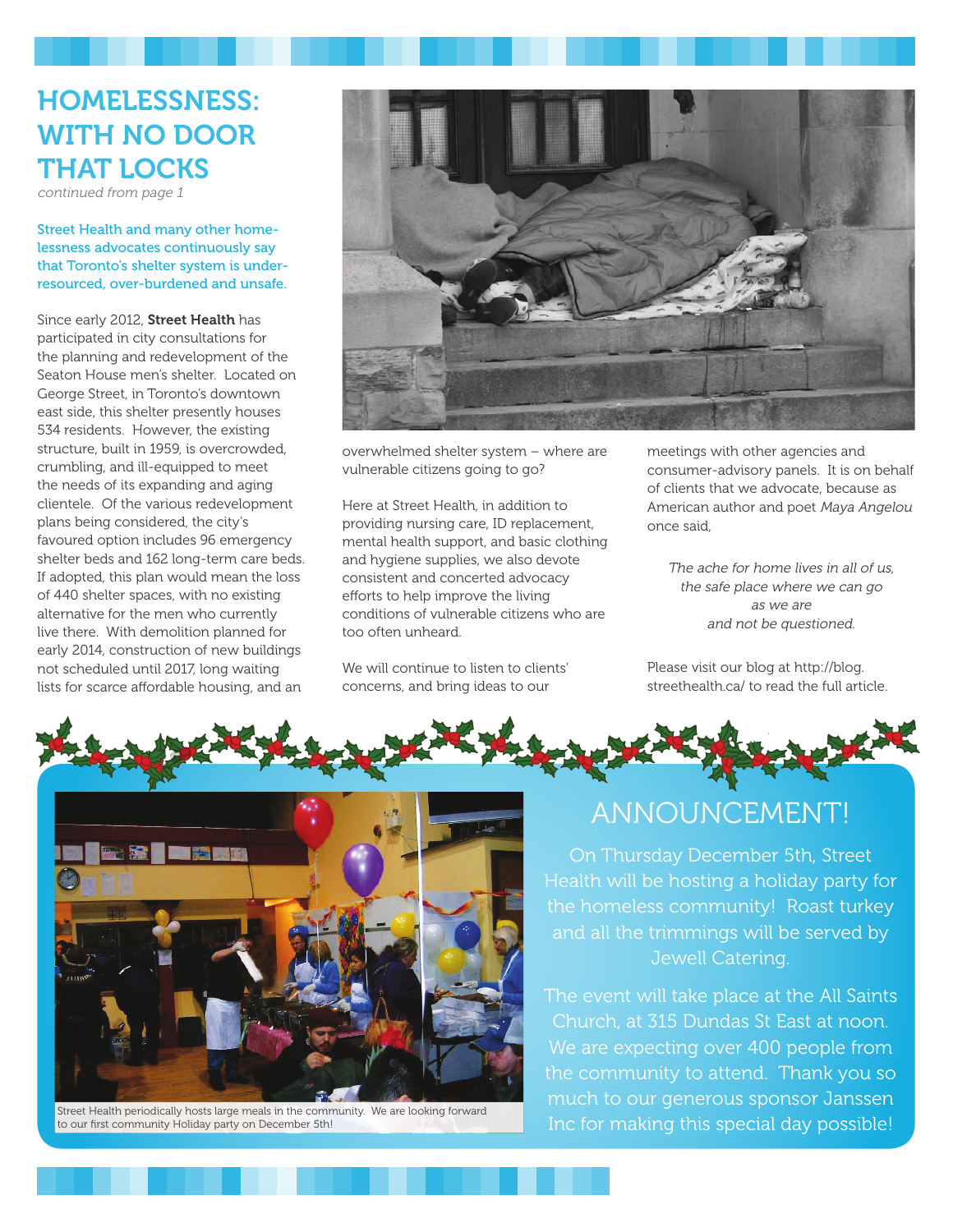# HOMELESSNESS: WITH NO DOOR THAT LOCKS

*continued from page 1*

Street Health and many other homelessness advocates continuously say that Toronto's shelter system is under-resourced, over-burdened and unsafe.

Since early 2012, **Street Health** has participated in city consultations for the planning and redevelopment of the Seaton House men's shelter. Located on George Street, in Toronto's downtown east side, this shelter presently houses 534 residents. However, the existing structure, built in 1959, is overcrowded, crumbling, and ill-equipped to meet the needs of its expanding and aging clientele. Of the various redevelopment plans being considered, the city's favoured option includes 96 emergency shelter beds and 162 long-term care beds. If adopted, this plan would mean the loss of 440 shelter spaces, with no existing alternative for the men who currently live there. With demolition planned for early 2014, construction of new buildings not scheduled until 2017, long waiting lists for scarce affordable housing, and an overwhelmed shelter system – where are vulnerable citizens going to go?

Here at Street Health, in addition to providing nursing care, ID replacement, mental health support, and basic clothing and hygiene supplies, we also devote consistent and concerted advocacy efforts to help improve the living conditions of vulnerable citizens who are too often unheard.

We will continue to listen to clients' concerns, and bring ideas to our meetings with other agencies and consumer-advisory panels. It is on behalf of clients that we advocate, because as American author and poet *Maya Angelou* once said,

> *The ache for home lives in all of us,*
> *the safe place where we can go*
> *as we are*
> *and not be questioned.*

Please visit our blog at http://blog.streethealth.ca/ to read the full article.

## ANNOUNCEMENT!

On Thursday December 5th, Street Health will be hosting a holiday party for the homeless community! Roast turkey and all the trimmings will be served by Jewell Catering.

The event will take place at the All Saints Church, at 315 Dundas St East at noon. We are expecting over 400 people from the community to attend. Thank you so much to our generous sponsor Janssen Inc for making this special day possible!

Street Health periodically hosts large meals in the community. We are looking forward to our first community Holiday party on December 5th!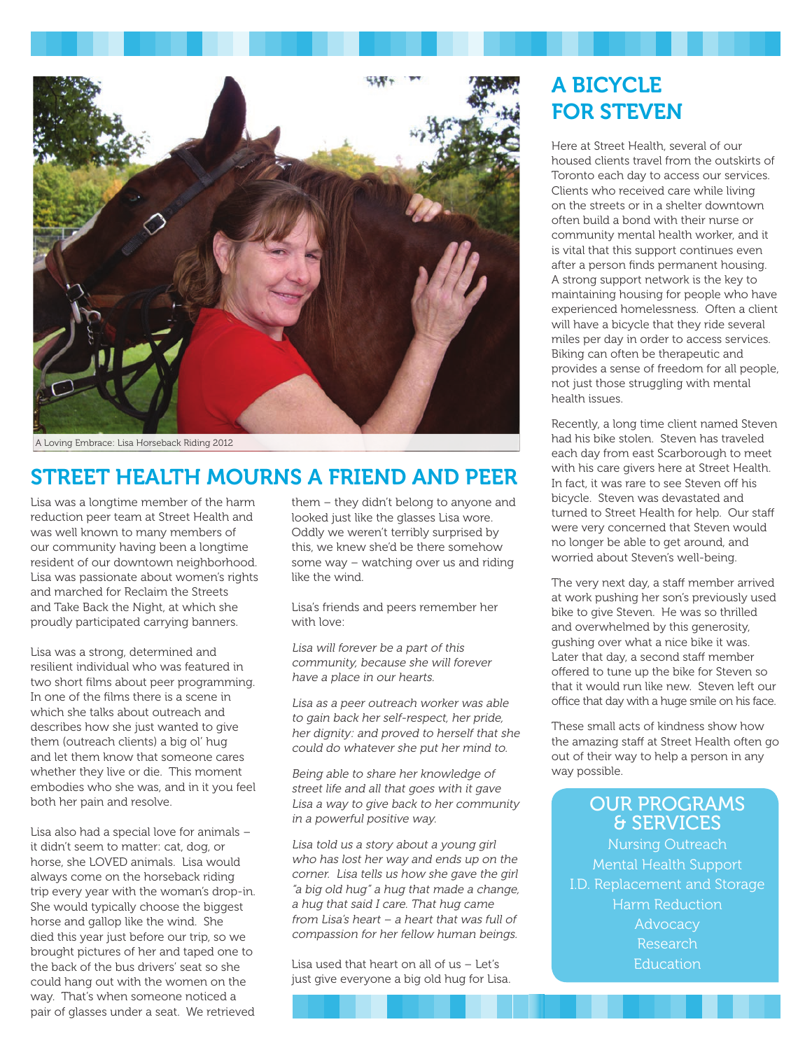A Loving Embrace: Lisa Horseback Riding 2012

## STREET HEALTH MOURNS A FRIEND AND PEER

Lisa was a longtime member of the harm reduction peer team at Street Health and was well known to many members of our community having been a longtime resident of our downtown neighborhood. Lisa was passionate about women's rights and marched for Reclaim the Streets and Take Back the Night, at which she proudly participated carrying banners.

Lisa was a strong, determined and resilient individual who was featured in two short films about peer programming. In one of the films there is a scene in which she talks about outreach and describes how she just wanted to give them (outreach clients) a big ol' hug and let them know that someone cares whether they live or die. This moment embodies who she was, and in it you feel both her pain and resolve.

Lisa also had a special love for animals – it didn't seem to matter: cat, dog, or horse, she LOVED animals. Lisa would always come on the horseback riding trip every year with the woman's drop-in. She would typically choose the biggest horse and gallop like the wind. She died this year just before our trip, so we brought pictures of her and taped one to the back of the bus drivers' seat so she could hang out with the women on the way. That's when someone noticed a pair of glasses under a seat. We retrieved them – they didn't belong to anyone and looked just like the glasses Lisa wore. Oddly we weren't terribly surprised by this, we knew she'd be there somehow some way – watching over us and riding like the wind.

Lisa's friends and peers remember her with love:

*Lisa will forever be a part of this community, because she will forever have a place in our hearts.*

*Lisa as a peer outreach worker was able to gain back her self-respect, her pride, her dignity: and proved to herself that she could do whatever she put her mind to.*

*Being able to share her knowledge of street life and all that goes with it gave Lisa a way to give back to her community in a powerful positive way.*

*Lisa told us a story about a young girl who has lost her way and ends up on the corner. Lisa tells us how she gave the girl "a big old hug" a hug that made a change, a hug that said I care. That hug came from Lisa's heart – a heart that was full of compassion for her fellow human beings.*

Lisa used that heart on all of us – Let's just give everyone a big old hug for Lisa.

## A BICYCLE FOR STEVEN

Here at Street Health, several of our housed clients travel from the outskirts of Toronto each day to access our services. Clients who received care while living on the streets or in a shelter downtown often build a bond with their nurse or community mental health worker, and it is vital that this support continues even after a person finds permanent housing. A strong support network is the key to maintaining housing for people who have experienced homelessness. Often a client will have a bicycle that they ride several miles per day in order to access services. Biking can often be therapeutic and provides a sense of freedom for all people, not just those struggling with mental health issues.

Recently, a long time client named Steven had his bike stolen. Steven has traveled each day from east Scarborough to meet with his care givers here at Street Health. In fact, it was rare to see Steven off his bicycle. Steven was devastated and turned to Street Health for help. Our staff were very concerned that Steven would no longer be able to get around, and worried about Steven's well-being.

The very next day, a staff member arrived at work pushing her son's previously used bike to give Steven. He was so thrilled and overwhelmed by this generosity, gushing over what a nice bike it was. Later that day, a second staff member offered to tune up the bike for Steven so that it would run like new. Steven left our office that day with a huge smile on his face.

These small acts of kindness show how the amazing staff at Street Health often go out of their way to help a person in any way possible.

### OUR PROGRAMS & SERVICES

- Nursing Outreach
- Mental Health Support
- I.D. Replacement and Storage
- Harm Reduction
- Advocacy
- Research
- Education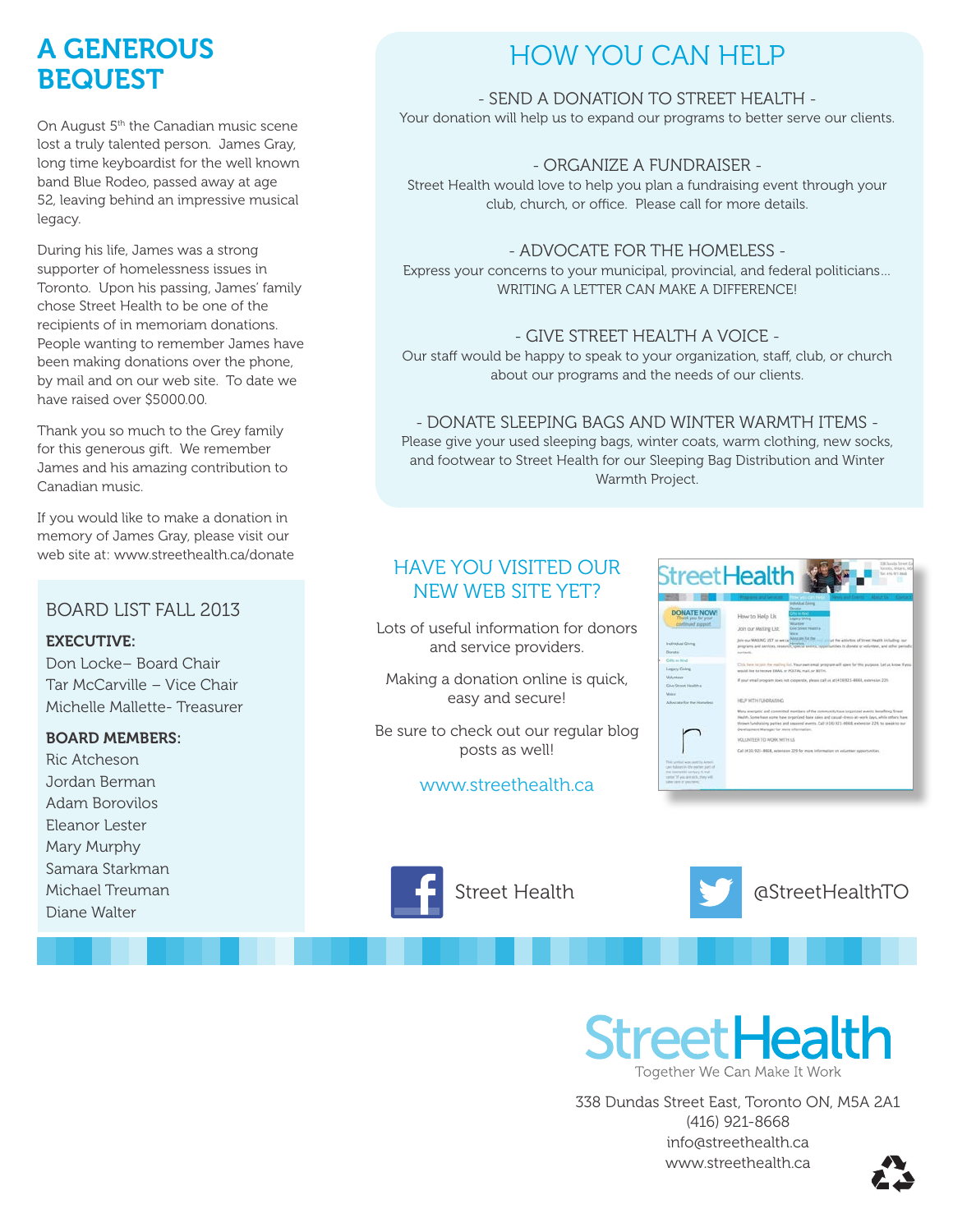# A GENEROUS BEQUEST

On August 5th the Canadian music scene lost a truly talented person. James Gray, long time keyboardist for the well known band Blue Rodeo, passed away at age 52, leaving behind an impressive musical legacy.

During his life, James was a strong supporter of homelessness issues in Toronto. Upon his passing, James' family chose Street Health to be one of the recipients of in memoriam donations. People wanting to remember James have been making donations over the phone, by mail and on our web site. To date we have raised over $5000.00.

Thank you so much to the Grey family for this generous gift. We remember James and his amazing contribution to Canadian music.

If you would like to make a donation in memory of James Gray, please visit our web site at: www.streethealth.ca/donate

## BOARD LIST FALL 2013

**EXECUTIVE:**

Don Locke– Board Chair
Tar McCarville – Vice Chair
Michelle Mallette- Treasurer

**BOARD MEMBERS:**

Ric Atcheson
Jordan Berman
Adam Borovilos
Eleanor Lester
Mary Murphy
Samara Starkman
Michael Treuman
Diane Walter

# HOW YOU CAN HELP

- SEND A DONATION TO STREET HEALTH -
Your donation will help us to expand our programs to better serve our clients.

- ORGANIZE A FUNDRAISER -
Street Health would love to help you plan a fundraising event through your club, church, or office. Please call for more details.

- ADVOCATE FOR THE HOMELESS -
Express your concerns to your municipal, provincial, and federal politicians… WRITING A LETTER CAN MAKE A DIFFERENCE!

- GIVE STREET HEALTH A VOICE -
Our staff would be happy to speak to your organization, staff, club, or church about our programs and the needs of our clients.

- DONATE SLEEPING BAGS AND WINTER WARMTH ITEMS -
Please give your used sleeping bags, winter coats, warm clothing, new socks, and footwear to Street Health for our Sleeping Bag Distribution and Winter Warmth Project.

## HAVE YOU VISITED OUR NEW WEB SITE YET?

Lots of useful information for donors and service providers.

Making a donation online is quick, easy and secure!

Be sure to check out our regular blog posts as well!

www.streethealth.ca

Street Health

@StreetHealthTO

StreetHealth
Together We Can Make It Work

338 Dundas Street East, Toronto ON, M5A 2A1
(416) 921-8668
info@streethealth.ca
www.streethealth.ca